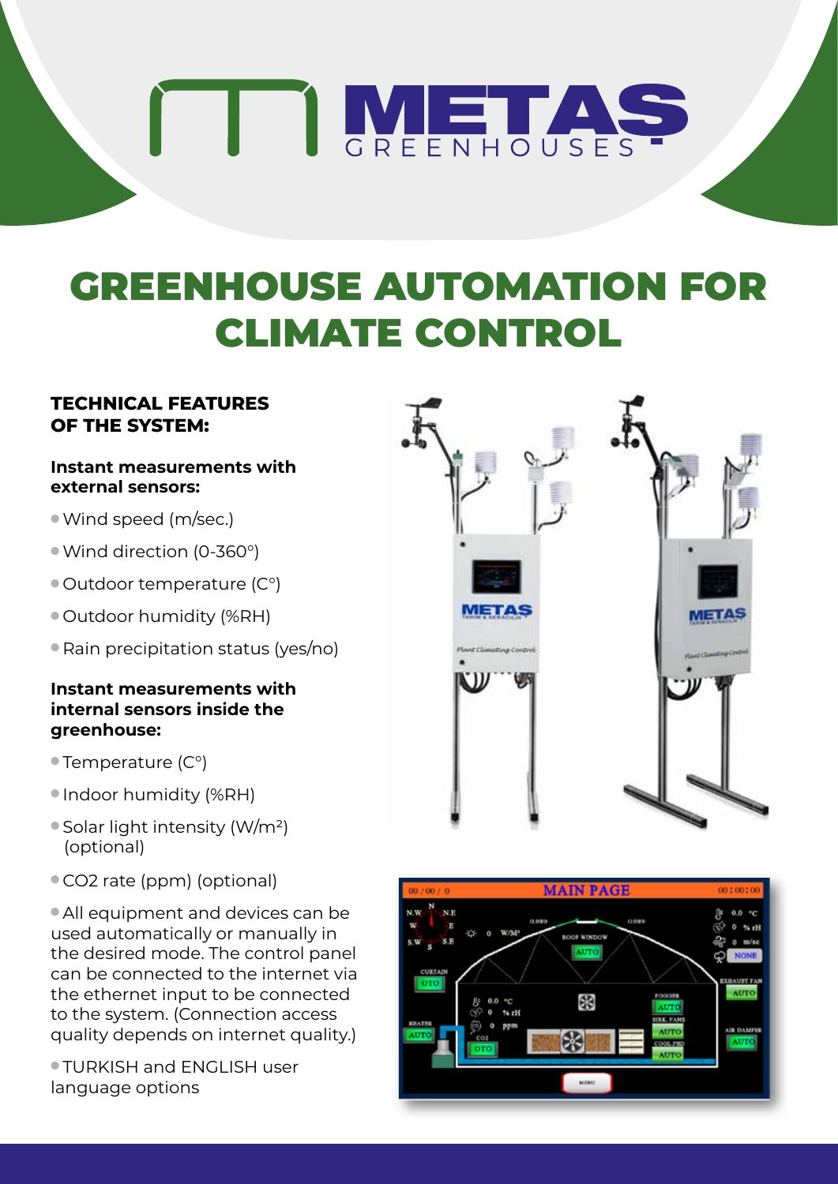# METAS GREENHOUSES

# GREENHOUSE AUTOMATION FOR CLIMATE CONTROL

## TECHNICAL FEATURES OF THE SYSTEM:

### Instant measurements with external sensors:

- Wind speed (m/sec.)
- Wind direction (0-360°)
- Outdoor temperature (C°)
- Outdoor humidity (%RH)
- Rain precipitation status (yes/no)

### Instant measurements with internal sensors inside the greenhouse:

- Temperature (C°)
- Indoor humidity (%RH)
- Solar light intensity (W/m²) (optional)
- $CO_2$ rate (ppm) (optional)

- All equipment and devices can be used automatically or manually in the desired mode. The control panel can be connected to the internet via the ethernet input to be connected to the system. (Connection access quality depends on internet quality.)

- TURKISH and ENGLISH user language options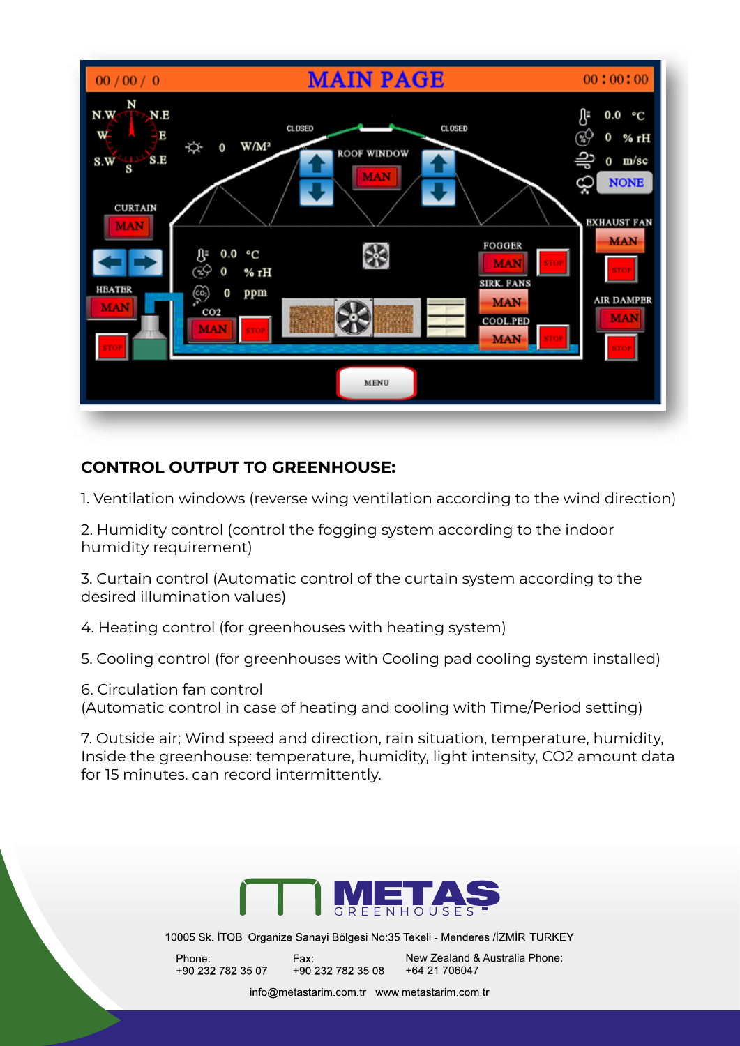## CONTROL OUTPUT TO GREENHOUSE:

1. Ventilation windows (reverse wing ventilation according to the wind direction)

2. Humidity control (control the fogging system according to the indoor humidity requirement)

3. Curtain control (Automatic control of the curtain system according to the desired illumination values)

4. Heating control (for greenhouses with heating system)

5. Cooling control (for greenhouses with Cooling pad cooling system installed)

6. Circulation fan control
(Automatic control in case of heating and cooling with Time/Period setting)

7. Outside air; Wind speed and direction, rain situation, temperature, humidity, Inside the greenhouse: temperature, humidity, light intensity, CO2 amount data for 15 minutes. can record intermittently.

METAS GREENHOUSES

10005 Sk. İTOB Organize Sanayi Bölgesi No:35 Tekeli - Menderes /İZMİR TURKEY

Phone:
+90 232 782 35 07

Fax:
+90 232 782 35 08

New Zealand & Australia Phone:
+64 21 706047

info@metastarim.com.tr www.metastarim.com.tr